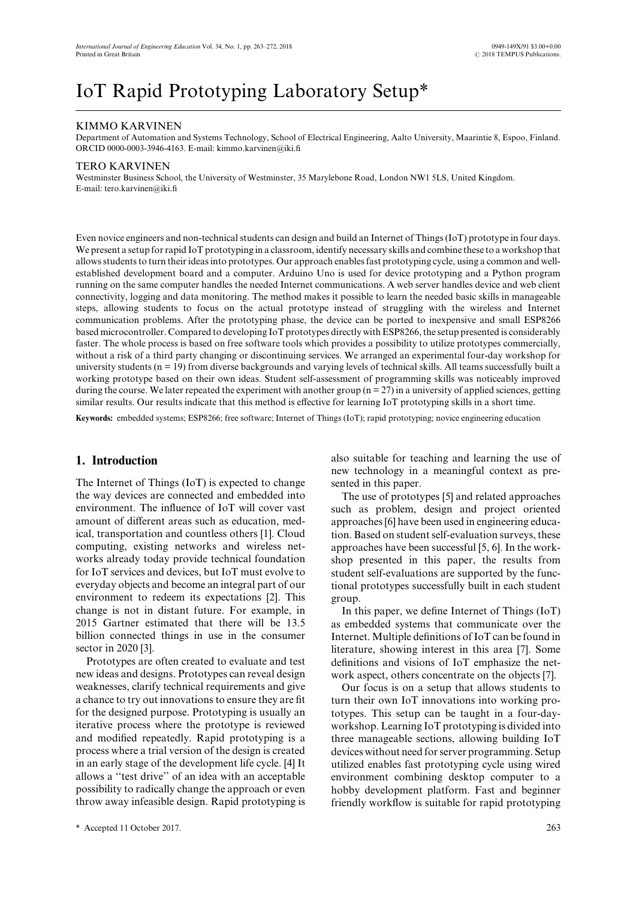# IoT Rapid Prototyping Laboratory Setup*

KIMMO KARVINEN

Department of Automation and Systems Technology, School of Electrical Engineering, Aalto University, Maarintie 8, Espoo, Finland. ORCID 0000-0003-3946-4163. E-mail: kimmo.karvinen@iki.fi

TERO KARVINEN

Westminster Business School, the University of Westminster, 35 Marylebone Road, London NW1 5LS, United Kingdom. E-mail: tero.karvinen@iki.fi

Even novice engineers and non-technical students can design and build an Internet of Things (IoT) prototype in four days. We present a setup for rapid IoT prototyping in a classroom, identify necessary skills and combine these to a workshop that allows students to turn their ideas into prototypes. Our approach enables fast prototyping cycle, using a common and well-established development board and a computer. Arduino Uno is used for device prototyping and a Python program running on the same computer handles the needed Internet communications. A web server handles device and web client connectivity, logging and data monitoring. The method makes it possible to learn the needed basic skills in manageable steps, allowing students to focus on the actual prototype instead of struggling with the wireless and Internet communication problems. After the prototyping phase, the device can be ported to inexpensive and small ESP8266 based microcontroller. Compared to developing IoT prototypes directly with ESP8266, the setup presented is considerably faster. The whole process is based on free software tools which provides a possibility to utilize prototypes commercially, without a risk of a third party changing or discontinuing services. We arranged an experimental four-day workshop for university students (n = 19) from diverse backgrounds and varying levels of technical skills. All teams successfully built a working prototype based on their own ideas. Student self-assessment of programming skills was noticeably improved during the course. We later repeated the experiment with another group (n = 27) in a university of applied sciences, getting similar results. Our results indicate that this method is effective for learning IoT prototyping skills in a short time.

**Keywords:** embedded systems; ESP8266; free software; Internet of Things (IoT); rapid prototyping; novice engineering education

## 1. Introduction

The Internet of Things (IoT) is expected to change the way devices are connected and embedded into environment. The influence of IoT will cover vast amount of different areas such as education, medical, transportation and countless others [1]. Cloud computing, existing networks and wireless networks already today provide technical foundation for IoT services and devices, but IoT must evolve to everyday objects and become an integral part of our environment to redeem its expectations [2]. This change is not in distant future. For example, in 2015 Gartner estimated that there will be 13.5 billion connected things in use in the consumer sector in 2020 [3].

Prototypes are often created to evaluate and test new ideas and designs. Prototypes can reveal design weaknesses, clarify technical requirements and give a chance to try out innovations to ensure they are fit for the designed purpose. Prototyping is usually an iterative process where the prototype is reviewed and modified repeatedly. Rapid prototyping is a process where a trial version of the design is created in an early stage of the development life cycle. [4] It allows a "test drive" of an idea with an acceptable possibility to radically change the approach or even throw away infeasible design. Rapid prototyping is also suitable for teaching and learning the use of new technology in a meaningful context as presented in this paper.

The use of prototypes [5] and related approaches such as problem, design and project oriented approaches [6] have been used in engineering education. Based on student self-evaluation surveys, these approaches have been successful [5, 6]. In the workshop presented in this paper, the results from student self-evaluations are supported by the functional prototypes successfully built in each student group.

In this paper, we define Internet of Things (IoT) as embedded systems that communicate over the Internet. Multiple definitions of IoT can be found in literature, showing interest in this area [7]. Some definitions and visions of IoT emphasize the network aspect, others concentrate on the objects [7].

Our focus is on a setup that allows students to turn their own IoT innovations into working prototypes. This setup can be taught in a four-day-workshop. Learning IoT prototyping is divided into three manageable sections, allowing building IoT devices without need for server programming. Setup utilized enables fast prototyping cycle using wired environment combining desktop computer to a hobby development platform. Fast and beginner friendly workflow is suitable for rapid prototyping

* Accepted 11 October 2017.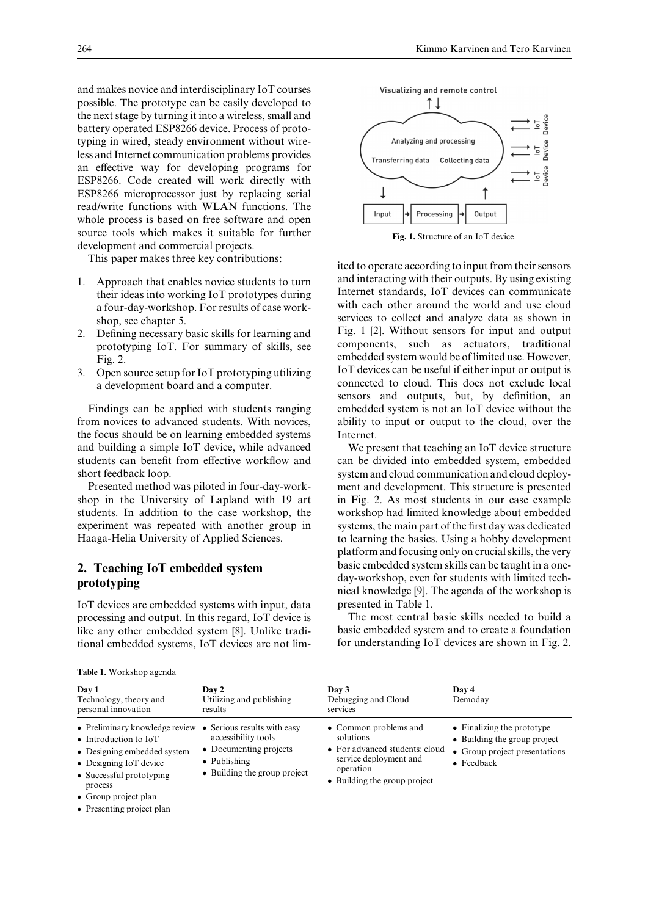and makes novice and interdisciplinary IoT courses possible. The prototype can be easily developed to the next stage by turning it into a wireless, small and battery operated ESP8266 device. Process of prototyping in wired, steady environment without wireless and Internet communication problems provides an effective way for developing programs for ESP8266. Code created will work directly with ESP8266 microprocessor just by replacing serial read/write functions with WLAN functions. The whole process is based on free software and open source tools which makes it suitable for further development and commercial projects.

This paper makes three key contributions:

1. Approach that enables novice students to turn their ideas into working IoT prototypes during a four-day-workshop. For results of case workshop, see chapter 5.
2. Defining necessary basic skills for learning and prototyping IoT. For summary of skills, see Fig. 2.
3. Open source setup for IoT prototyping utilizing a development board and a computer.

Findings can be applied with students ranging from novices to advanced students. With novices, the focus should be on learning embedded systems and building a simple IoT device, while advanced students can benefit from effective workflow and short feedback loop.

Presented method was piloted in four-day-workshop in the University of Lapland with 19 art students. In addition to the case workshop, the experiment was repeated with another group in Haaga-Helia University of Applied Sciences.

## 2. Teaching IoT embedded system prototyping

IoT devices are embedded systems with input, data processing and output. In this regard, IoT device is like any other embedded system [8]. Unlike traditional embedded systems, IoT devices are not limited to operate according to input from their sensors and interacting with their outputs. By using existing Internet standards, IoT devices can communicate with each other around the world and use cloud services to collect and analyze data as shown in Fig. 1 [2]. Without sensors for input and output components, such as actuators, traditional embedded system would be of limited use. However, IoT devices can be useful if either input or output is connected to cloud. This does not exclude local sensors and outputs, but, by definition, an embedded system is not an IoT device without the ability to input or output to the cloud, over the Internet.

Visualizing and remote control

Analyzing and processing

Transferring data Collecting data

IoT Device

IoT Device

IoT Device

Input → Processing → Output

**Fig. 1.** Structure of an IoT device.

We present that teaching an IoT device structure can be divided into embedded system, embedded system and cloud communication and cloud deployment and development. This structure is presented in Fig. 2. As most students in our case example workshop had limited knowledge about embedded systems, the main part of the first day was dedicated to learning the basics. Using a hobby development platform and focusing only on crucial skills, the very basic embedded system skills can be taught in a one-day-workshop, even for students with limited technical knowledge [9]. The agenda of the workshop is presented in Table 1.

The most central basic skills needed to build a basic embedded system and to create a foundation for understanding IoT devices are shown in Fig. 2.

**Table 1.** Workshop agenda

| Day 1<br>Technology, theory and personal innovation | Day 2<br>Utilizing and publishing results | Day 3<br>Debugging and Cloud services | Day 4<br>Demoday |
|---|---|---|---|
| • Preliminary knowledge review<br>• Introduction to IoT<br>• Designing embedded system<br>• Designing IoT device<br>• Successful prototyping process<br>• Group project plan<br>• Presenting project plan | • Serious results with easy accessibility tools<br>• Documenting projects<br>• Publishing<br>• Building the group project | • Common problems and solutions<br>• For advanced students: cloud service deployment and operation<br>• Building the group project | • Finalizing the prototype<br>• Building the group project<br>• Group project presentations<br>• Feedback |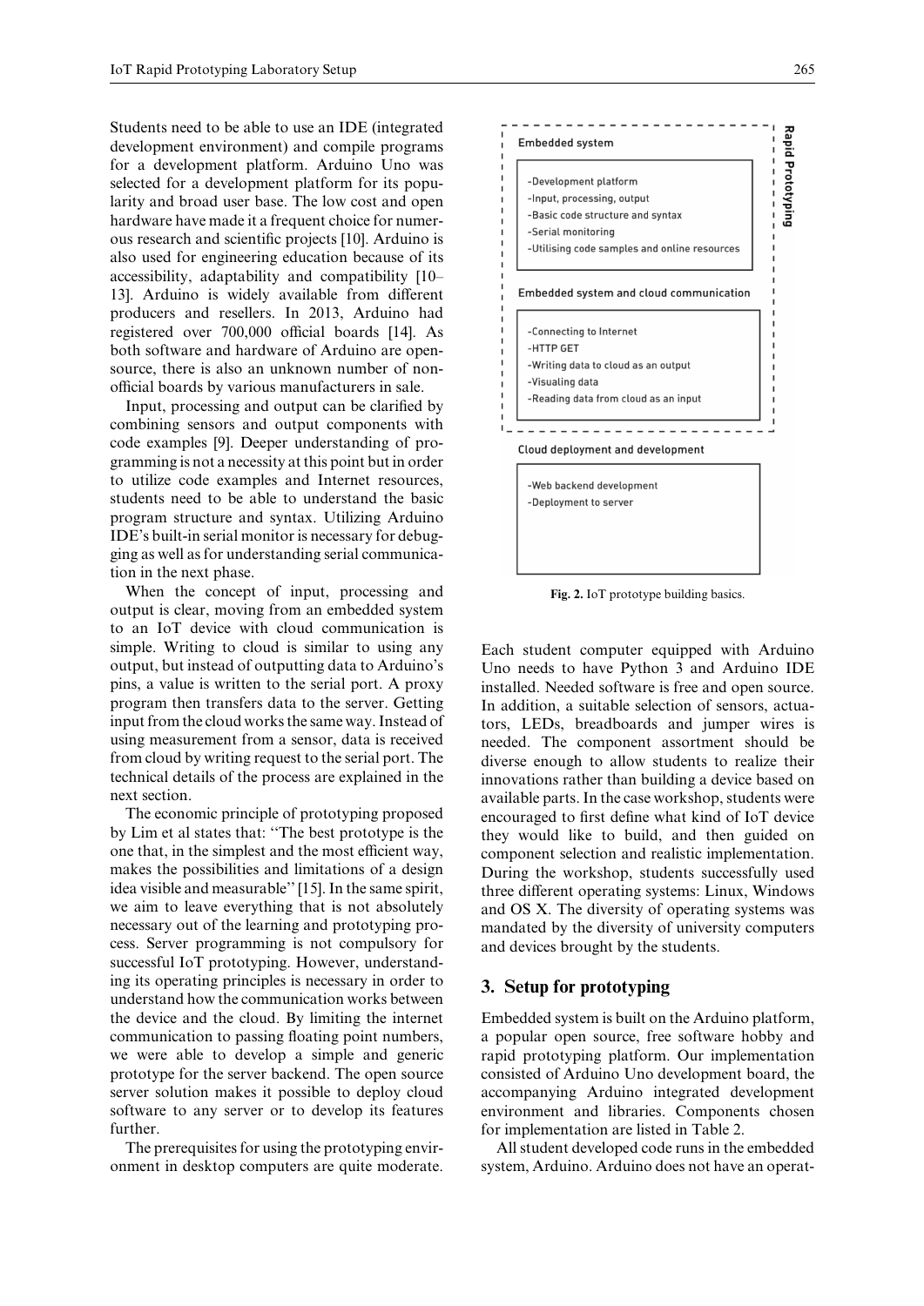Students need to be able to use an IDE (integrated development environment) and compile programs for a development platform. Arduino Uno was selected for a development platform for its popularity and broad user base. The low cost and open hardware have made it a frequent choice for numerous research and scientific projects [10]. Arduino is also used for engineering education because of its accessibility, adaptability and compatibility [10–13]. Arduino is widely available from different producers and resellers. In 2013, Arduino had registered over 700,000 official boards [14]. As both software and hardware of Arduino are open-source, there is also an unknown number of non-official boards by various manufacturers in sale.

Input, processing and output can be clarified by combining sensors and output components with code examples [9]. Deeper understanding of programming is not a necessity at this point but in order to utilize code examples and Internet resources, students need to be able to understand the basic program structure and syntax. Utilizing Arduino IDE's built-in serial monitor is necessary for debugging as well as for understanding serial communication in the next phase.

When the concept of input, processing and output is clear, moving from an embedded system to an IoT device with cloud communication is simple. Writing to cloud is similar to using any output, but instead of outputting data to Arduino's pins, a value is written to the serial port. A proxy program then transfers data to the server. Getting input from the cloud works the same way. Instead of using measurement from a sensor, data is received from cloud by writing request to the serial port. The technical details of the process are explained in the next section.

The economic principle of prototyping proposed by Lim et al states that: "The best prototype is the one that, in the simplest and the most efficient way, makes the possibilities and limitations of a design idea visible and measurable" [15]. In the same spirit, we aim to leave everything that is not absolutely necessary out of the learning and prototyping process. Server programming is not compulsory for successful IoT prototyping. However, understanding its operating principles is necessary in order to understand how the communication works between the device and the cloud. By limiting the internet communication to passing floating point numbers, we were able to develop a simple and generic prototype for the server backend. The open source server solution makes it possible to deploy cloud software to any server or to develop its features further.

The prerequisites for using the prototyping environment in desktop computers are quite moderate.

**Rapid Prototyping**

Embedded system

- -Development platform
- -Input, processing, output
- -Basic code structure and syntax
- -Serial monitoring
- -Utilising code samples and online resources

Embedded system and cloud communication

- -Connecting to Internet
- -HTTP GET
- -Writing data to cloud as an output
- -Visualing data
- -Reading data from cloud as an input

Cloud deployment and development

- -Web backend development
- -Deployment to server

**Fig. 2.** IoT prototype building basics.

Each student computer equipped with Arduino Uno needs to have Python 3 and Arduino IDE installed. Needed software is free and open source. In addition, a suitable selection of sensors, actuators, LEDs, breadboards and jumper wires is needed. The component assortment should be diverse enough to allow students to realize their innovations rather than building a device based on available parts. In the case workshop, students were encouraged to first define what kind of IoT device they would like to build, and then guided on component selection and realistic implementation. During the workshop, students successfully used three different operating systems: Linux, Windows and OS X. The diversity of operating systems was mandated by the diversity of university computers and devices brought by the students.

## 3. Setup for prototyping

Embedded system is built on the Arduino platform, a popular open source, free software hobby and rapid prototyping platform. Our implementation consisted of Arduino Uno development board, the accompanying Arduino integrated development environment and libraries. Components chosen for implementation are listed in Table 2.

All student developed code runs in the embedded system, Arduino. Arduino does not have an operat-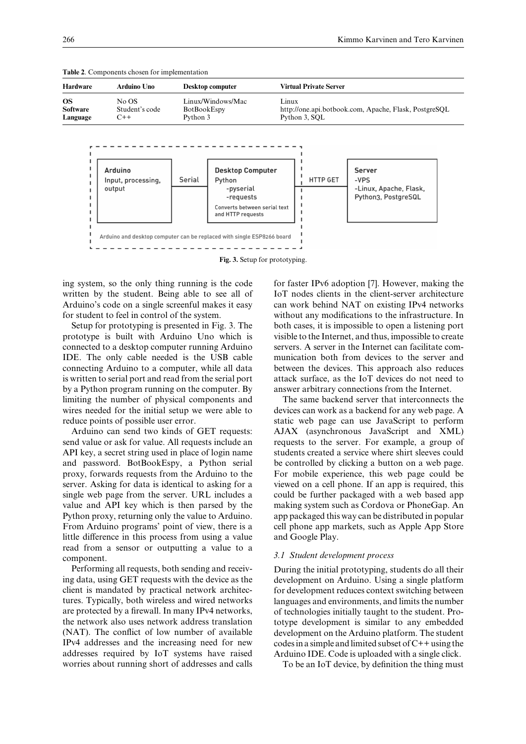**Table 2.** Components chosen for implementation

| Hardware | Arduino Uno | Desktop computer | Virtual Private Server |
|---|---|---|---|
| OS | No OS | Linux/Windows/Mac | Linux |
| Software | Student's code | BotBookEspy | http://one.api.botbook.com, Apache, Flask, PostgreSQL |
| Language | C++ | Python 3 | Python 3, SQL |

**Fig. 3.** Setup for prototyping.

ing system, so the only thing running is the code written by the student. Being able to see all of Arduino's code on a single screenful makes it easy for student to feel in control of the system.

Setup for prototyping is presented in Fig. 3. The prototype is built with Arduino Uno which is connected to a desktop computer running Arduino IDE. The only cable needed is the USB cable connecting Arduino to a computer, while all data is written to serial port and read from the serial port by a Python program running on the computer. By limiting the number of physical components and wires needed for the initial setup we were able to reduce points of possible user error.

Arduino can send two kinds of GET requests: send value or ask for value. All requests include an API key, a secret string used in place of login name and password. BotBookEspy, a Python serial proxy, forwards requests from the Arduino to the server. Asking for data is identical to asking for a single web page from the server. URL includes a value and API key which is then parsed by the Python proxy, returning only the value to Arduino. From Arduino programs' point of view, there is a little difference in this process from using a value read from a sensor or outputting a value to a component.

Performing all requests, both sending and receiving data, using GET requests with the device as the client is mandated by practical network architectures. Typically, both wireless and wired networks are protected by a firewall. In many IPv4 networks, the network also uses network address translation (NAT). The conflict of low number of available IPv4 addresses and the increasing need for new addresses required by IoT systems have raised worries about running short of addresses and calls for faster IPv6 adoption [7]. However, making the IoT nodes clients in the client-server architecture can work behind NAT on existing IPv4 networks without any modifications to the infrastructure. In both cases, it is impossible to open a listening port visible to the Internet, and thus, impossible to create servers. A server in the Internet can facilitate communication both from devices to the server and between the devices. This approach also reduces attack surface, as the IoT devices do not need to answer arbitrary connections from the Internet.

The same backend server that interconnects the devices can work as a backend for any web page. A static web page can use JavaScript to perform AJAX (asynchronous JavaScript and XML) requests to the server. For example, a group of students created a service where shirt sleeves could be controlled by clicking a button on a web page. For mobile experience, this web page could be viewed on a cell phone. If an app is required, this could be further packaged with a web based app making system such as Cordova or PhoneGap. An app packaged this way can be distributed in popular cell phone app markets, such as Apple App Store and Google Play.

### 3.1 Student development process

During the initial prototyping, students do all their development on Arduino. Using a single platform for development reduces context switching between languages and environments, and limits the number of technologies initially taught to the student. Prototype development is similar to any embedded development on the Arduino platform. The student codes in a simple and limited subset of C++ using the Arduino IDE. Code is uploaded with a single click.

To be an IoT device, by definition the thing must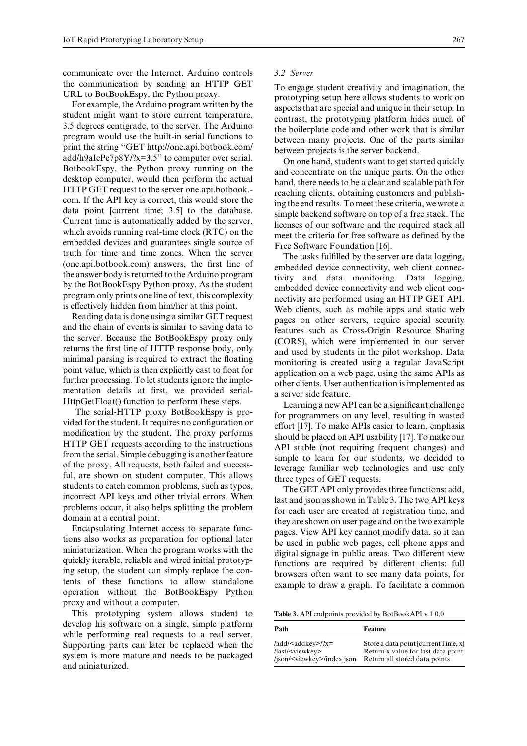communicate over the Internet. Arduino controls the communication by sending an HTTP GET URL to BotBookEspy, the Python proxy.

For example, the Arduino program written by the student might want to store current temperature, 3.5 degrees centigrade, to the server. The Arduino program would use the built-in serial functions to print the string "GET http://one.api.botbook.com/add/h9aIcPe7p8Y/?x=3.5" to computer over serial. BotbookEspy, the Python proxy running on the desktop computer, would then perform the actual HTTP GET request to the server one.api.botbook.com. If the API key is correct, this would store the data point [current time; 3.5] to the database. Current time is automatically added by the server, which avoids running real-time clock (RTC) on the embedded devices and guarantees single source of truth for time and time zones. When the server (one.api.botbook.com) answers, the first line of the answer body is returned to the Arduino program by the BotBookEspy Python proxy. As the student program only prints one line of text, this complexity is effectively hidden from him/her at this point.

Reading data is done using a similar GET request and the chain of events is similar to saving data to the server. Because the BotBookEspy proxy only returns the first line of HTTP response body, only minimal parsing is required to extract the floating point value, which is then explicitly cast to float for further processing. To let students ignore the implementation details at first, we provided serialHttpGetFloat() function to perform these steps.

The serial-HTTP proxy BotBookEspy is provided for the student. It requires no configuration or modification by the student. The proxy performs HTTP GET requests according to the instructions from the serial. Simple debugging is another feature of the proxy. All requests, both failed and successful, are shown on student computer. This allows students to catch common problems, such as typos, incorrect API keys and other trivial errors. When problems occur, it also helps splitting the problem domain at a central point.

Encapsulating Internet access to separate functions also works as preparation for optional later miniaturization. When the program works with the quickly iterable, reliable and wired initial prototyping setup, the student can simply replace the contents of these functions to allow standalone operation without the BotBookEspy Python proxy and without a computer.

This prototyping system allows student to develop his software on a single, simple platform while performing real requests to a real server. Supporting parts can later be replaced when the system is more mature and needs to be packaged and miniaturized.

### *3.2 Server*

To engage student creativity and imagination, the prototyping setup here allows students to work on aspects that are special and unique in their setup. In contrast, the prototyping platform hides much of the boilerplate code and other work that is similar between many projects. One of the parts similar between projects is the server backend.

On one hand, students want to get started quickly and concentrate on the unique parts. On the other hand, there needs to be a clear and scalable path for reaching clients, obtaining customers and publishing the end results. To meet these criteria, we wrote a simple backend software on top of a free stack. The licenses of our software and the required stack all meet the criteria for free software as defined by the Free Software Foundation [16].

The tasks fulfilled by the server are data logging, embedded device connectivity, web client connectivity and data monitoring. Data logging, embedded device connectivity and web client connectivity are performed using an HTTP GET API. Web clients, such as mobile apps and static web pages on other servers, require special security features such as Cross-Origin Resource Sharing (CORS), which were implemented in our server and used by students in the pilot workshop. Data monitoring is created using a regular JavaScript application on a web page, using the same APIs as other clients. User authentication is implemented as a server side feature.

Learning a new API can be a significant challenge for programmers on any level, resulting in wasted effort [17]. To make APIs easier to learn, emphasis should be placed on API usability [17]. To make our API stable (not requiring frequent changes) and simple to learn for our students, we decided to leverage familiar web technologies and use only three types of GET requests.

The GET API only provides three functions: add, last and json as shown in Table 3. The two API keys for each user are created at registration time, and they are shown on user page and on the two example pages. View API key cannot modify data, so it can be used in public web pages, cell phone apps and digital signage in public areas. Two different view functions are required by different clients: full browsers often want to see many data points, for example to draw a graph. To facilitate a common

**Table 3.** API endpoints provided by BotBookAPI v 1.0.0

| Path | Feature |
|---|---|
| /add/<addkey>/?x= | Store a data point [currentTime, x] |
| /last/<viewkey> | Return x value for last data point |
| /json/<viewkey>/index.json | Return all stored data points |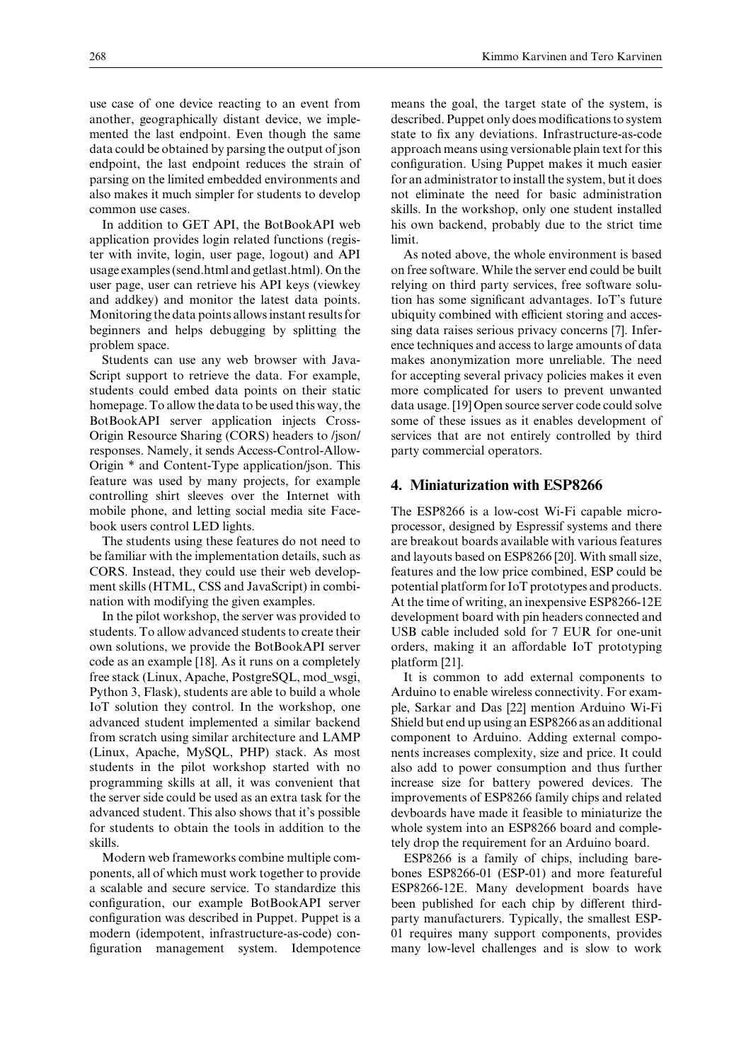use case of one device reacting to an event from another, geographically distant device, we implemented the last endpoint. Even though the same data could be obtained by parsing the output of json endpoint, the last endpoint reduces the strain of parsing on the limited embedded environments and also makes it much simpler for students to develop common use cases.

In addition to GET API, the BotBookAPI web application provides login related functions (register with invite, login, user page, logout) and API usage examples (send.html and getlast.html). On the user page, user can retrieve his API keys (viewkey and addkey) and monitor the latest data points. Monitoring the data points allows instant results for beginners and helps debugging by splitting the problem space.

Students can use any web browser with JavaScript support to retrieve the data. For example, students could embed data points on their static homepage. To allow the data to be used this way, the BotBookAPI server application injects Cross-Origin Resource Sharing (CORS) headers to /json/ responses. Namely, it sends Access-Control-Allow-Origin * and Content-Type application/json. This feature was used by many projects, for example controlling shirt sleeves over the Internet with mobile phone, and letting social media site Facebook users control LED lights.

The students using these features do not need to be familiar with the implementation details, such as CORS. Instead, they could use their web development skills (HTML, CSS and JavaScript) in combination with modifying the given examples.

In the pilot workshop, the server was provided to students. To allow advanced students to create their own solutions, we provide the BotBookAPI server code as an example [18]. As it runs on a completely free stack (Linux, Apache, PostgreSQL, mod_wsgi, Python 3, Flask), students are able to build a whole IoT solution they control. In the workshop, one advanced student implemented a similar backend from scratch using similar architecture and LAMP (Linux, Apache, MySQL, PHP) stack. As most students in the pilot workshop started with no programming skills at all, it was convenient that the server side could be used as an extra task for the advanced student. This also shows that it's possible for students to obtain the tools in addition to the skills.

Modern web frameworks combine multiple components, all of which must work together to provide a scalable and secure service. To standardize this configuration, our example BotBookAPI server configuration was described in Puppet. Puppet is a modern (idempotent, infrastructure-as-code) configuration management system. Idempotence means the goal, the target state of the system, is described. Puppet only does modifications to system state to fix any deviations. Infrastructure-as-code approach means using versionable plain text for this configuration. Using Puppet makes it much easier for an administrator to install the system, but it does not eliminate the need for basic administration skills. In the workshop, only one student installed his own backend, probably due to the strict time limit.

As noted above, the whole environment is based on free software. While the server end could be built relying on third party services, free software solution has some significant advantages. IoT's future ubiquity combined with efficient storing and accessing data raises serious privacy concerns [7]. Inference techniques and access to large amounts of data makes anonymization more unreliable. The need for accepting several privacy policies makes it even more complicated for users to prevent unwanted data usage. [19] Open source server code could solve some of these issues as it enables development of services that are not entirely controlled by third party commercial operators.

## 4. Miniaturization with ESP8266

The ESP8266 is a low-cost Wi-Fi capable microprocessor, designed by Espressif systems and there are breakout boards available with various features and layouts based on ESP8266 [20]. With small size, features and the low price combined, ESP could be potential platform for IoT prototypes and products. At the time of writing, an inexpensive ESP8266-12E development board with pin headers connected and USB cable included sold for 7 EUR for one-unit orders, making it an affordable IoT prototyping platform [21].

It is common to add external components to Arduino to enable wireless connectivity. For example, Sarkar and Das [22] mention Arduino Wi-Fi Shield but end up using an ESP8266 as an additional component to Arduino. Adding external components increases complexity, size and price. It could also add to power consumption and thus further increase size for battery powered devices. The improvements of ESP8266 family chips and related devboards have made it feasible to miniaturize the whole system into an ESP8266 board and completely drop the requirement for an Arduino board.

ESP8266 is a family of chips, including barebones ESP8266-01 (ESP-01) and more featureful ESP8266-12E. Many development boards have been published for each chip by different third-party manufacturers. Typically, the smallest ESP-01 requires many support components, provides many low-level challenges and is slow to work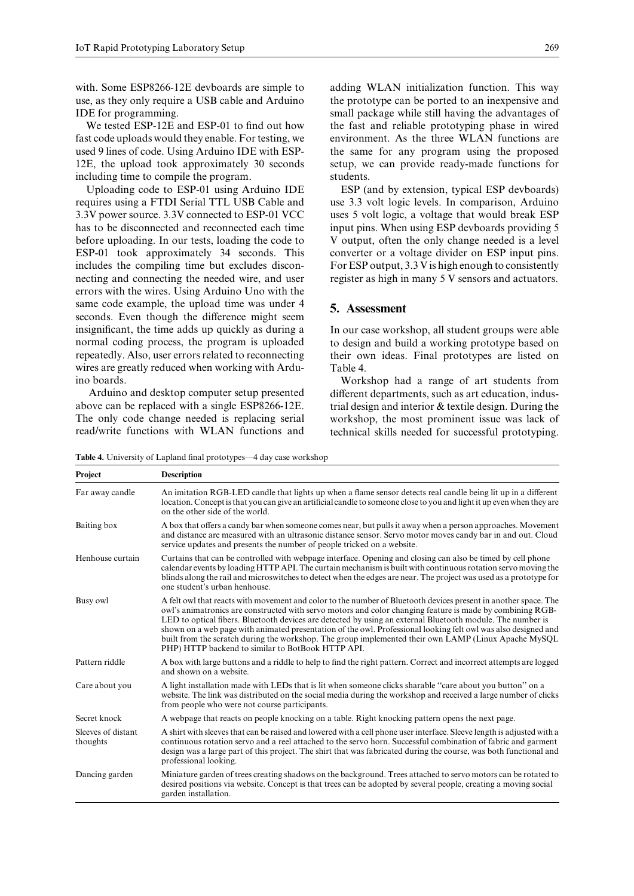with. Some ESP8266-12E devboards are simple to use, as they only require a USB cable and Arduino IDE for programming.

We tested ESP-12E and ESP-01 to find out how fast code uploads would they enable. For testing, we used 9 lines of code. Using Arduino IDE with ESP-12E, the upload took approximately 30 seconds including time to compile the program.

Uploading code to ESP-01 using Arduino IDE requires using a FTDI Serial TTL USB Cable and 3.3V power source. 3.3V connected to ESP-01 VCC has to be disconnected and reconnected each time before uploading. In our tests, loading the code to ESP-01 took approximately 34 seconds. This includes the compiling time but excludes disconnecting and connecting the needed wire, and user errors with the wires. Using Arduino Uno with the same code example, the upload time was under 4 seconds. Even though the difference might seem insignificant, the time adds up quickly as during a normal coding process, the program is uploaded repeatedly. Also, user errors related to reconnecting wires are greatly reduced when working with Arduino boards.

Arduino and desktop computer setup presented above can be replaced with a single ESP8266-12E. The only code change needed is replacing serial read/write functions with WLAN functions and adding WLAN initialization function. This way the prototype can be ported to an inexpensive and small package while still having the advantages of the fast and reliable prototyping phase in wired environment. As the three WLAN functions are the same for any program using the proposed setup, we can provide ready-made functions for students.

ESP (and by extension, typical ESP devboards) use 3.3 volt logic levels. In comparison, Arduino uses 5 volt logic, a voltage that would break ESP input pins. When using ESP devboards providing 5 V output, often the only change needed is a level converter or a voltage divider on ESP input pins. For ESP output, 3.3 V is high enough to consistently register as high in many 5 V sensors and actuators.

## 5. Assessment

In our case workshop, all student groups were able to design and build a working prototype based on their own ideas. Final prototypes are listed on Table 4.

Workshop had a range of art students from different departments, such as art education, industrial design and interior & textile design. During the workshop, the most prominent issue was lack of technical skills needed for successful prototyping.

**Table 4.** University of Lapland final prototypes—4 day case workshop

| Project | Description |
|---|---|
| Far away candle | An imitation RGB-LED candle that lights up when a flame sensor detects real candle being lit up in a different location. Concept is that you can give an artificial candle to someone close to you and light it up even when they are on the other side of the world. |
| Baiting box | A box that offers a candy bar when someone comes near, but pulls it away when a person approaches. Movement and distance are measured with an ultrasonic distance sensor. Servo motor moves candy bar in and out. Cloud service updates and presents the number of people tricked on a website. |
| Henhouse curtain | Curtains that can be controlled with webpage interface. Opening and closing can also be timed by cell phone calendar events by loading HTTP API. The curtain mechanism is built with continuous rotation servo moving the blinds along the rail and microswitches to detect when the edges are near. The project was used as a prototype for one student's urban henhouse. |
| Busy owl | A felt owl that reacts with movement and color to the number of Bluetooth devices present in another space. The owl's animatronics are constructed with servo motors and color changing feature is made by combining RGB-LED to optical fibers. Bluetooth devices are detected by using an external Bluetooth module. The number is shown on a web page with animated presentation of the owl. Professional looking felt owl was also designed and built from the scratch during the workshop. The group implemented their own LAMP (Linux Apache MySQL PHP) HTTP backend to similar to BotBook HTTP API. |
| Pattern riddle | A box with large buttons and a riddle to help to find the right pattern. Correct and incorrect attempts are logged and shown on a website. |
| Care about you | A light installation made with LEDs that is lit when someone clicks sharable "care about you button" on a website. The link was distributed on the social media during the workshop and received a large number of clicks from people who were not course participants. |
| Secret knock | A webpage that reacts on people knocking on a table. Right knocking pattern opens the next page. |
| Sleeves of distant thoughts | A shirt with sleeves that can be raised and lowered with a cell phone user interface. Sleeve length is adjusted with a continuous rotation servo and a reel attached to the servo horn. Successful combination of fabric and garment design was a large part of this project. The shirt that was fabricated during the course, was both functional and professional looking. |
| Dancing garden | Miniature garden of trees creating shadows on the background. Trees attached to servo motors can be rotated to desired positions via website. Concept is that trees can be adopted by several people, creating a moving social garden installation. |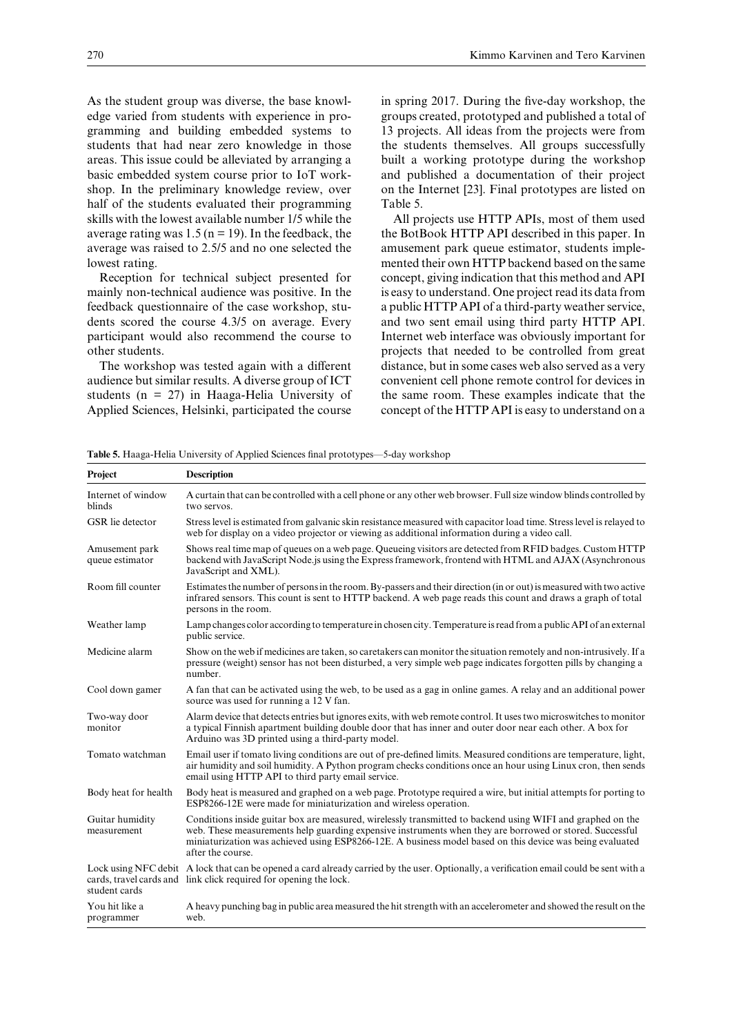As the student group was diverse, the base knowledge varied from students with experience in programming and building embedded systems to students that had near zero knowledge in those areas. This issue could be alleviated by arranging a basic embedded system course prior to IoT workshop. In the preliminary knowledge review, over half of the students evaluated their programming skills with the lowest available number 1/5 while the average rating was 1.5 (n = 19). In the feedback, the average was raised to 2.5/5 and no one selected the lowest rating.

Reception for technical subject presented for mainly non-technical audience was positive. In the feedback questionnaire of the case workshop, students scored the course 4.3/5 on average. Every participant would also recommend the course to other students.

The workshop was tested again with a different audience but similar results. A diverse group of ICT students (n = 27) in Haaga-Helia University of Applied Sciences, Helsinki, participated the course in spring 2017. During the five-day workshop, the groups created, prototyped and published a total of 13 projects. All ideas from the projects were from the students themselves. All groups successfully built a working prototype during the workshop and published a documentation of their project on the Internet [23]. Final prototypes are listed on Table 5.

All projects use HTTP APIs, most of them used the BotBook HTTP API described in this paper. In amusement park queue estimator, students implemented their own HTTP backend based on the same concept, giving indication that this method and API is easy to understand. One project read its data from a public HTTP API of a third-party weather service, and two sent email using third party HTTP API. Internet web interface was obviously important for projects that needed to be controlled from great distance, but in some cases web also served as a very convenient cell phone remote control for devices in the same room. These examples indicate that the concept of the HTTP API is easy to understand on a

**Table 5.** Haaga-Helia University of Applied Sciences final prototypes—5-day workshop

| Project | Description |
|---|---|
| Internet of window blinds | A curtain that can be controlled with a cell phone or any other web browser. Full size window blinds controlled by two servos. |
| GSR lie detector | Stress level is estimated from galvanic skin resistance measured with capacitor load time. Stress level is relayed to web for display on a video projector or viewing as additional information during a video call. |
| Amusement park queue estimator | Shows real time map of queues on a web page. Queueing visitors are detected from RFID badges. Custom HTTP backend with JavaScript Node.js using the Express framework, frontend with HTML and AJAX (Asynchronous JavaScript and XML). |
| Room fill counter | Estimates the number of persons in the room. By-passers and their direction (in or out) is measured with two active infrared sensors. This count is sent to HTTP backend. A web page reads this count and draws a graph of total persons in the room. |
| Weather lamp | Lamp changes color according to temperature in chosen city. Temperature is read from a public API of an external public service. |
| Medicine alarm | Show on the web if medicines are taken, so caretakers can monitor the situation remotely and non-intrusively. If a pressure (weight) sensor has not been disturbed, a very simple web page indicates forgotten pills by changing a number. |
| Cool down gamer | A fan that can be activated using the web, to be used as a gag in online games. A relay and an additional power source was used for running a 12 V fan. |
| Two-way door monitor | Alarm device that detects entries but ignores exits, with web remote control. It uses two microswitches to monitor a typical Finnish apartment building double door that has inner and outer door near each other. A box for Arduino was 3D printed using a third-party model. |
| Tomato watchman | Email user if tomato living conditions are out of pre-defined limits. Measured conditions are temperature, light, air humidity and soil humidity. A Python program checks conditions once an hour using Linux cron, then sends email using HTTP API to third party email service. |
| Body heat for health | Body heat is measured and graphed on a web page. Prototype required a wire, but initial attempts for porting to ESP8266-12E were made for miniaturization and wireless operation. |
| Guitar humidity measurement | Conditions inside guitar box are measured, wirelessly transmitted to backend using WIFI and graphed on the web. These measurements help guarding expensive instruments when they are borrowed or stored. Successful miniaturization was achieved using ESP8266-12E. A business model based on this device was being evaluated after the course. |
| Lock using NFC debit cards, travel cards and student cards | A lock that can be opened a card already carried by the user. Optionally, a verification email could be sent with a link click required for opening the lock. |
| You hit like a programmer | A heavy punching bag in public area measured the hit strength with an accelerometer and showed the result on the web. |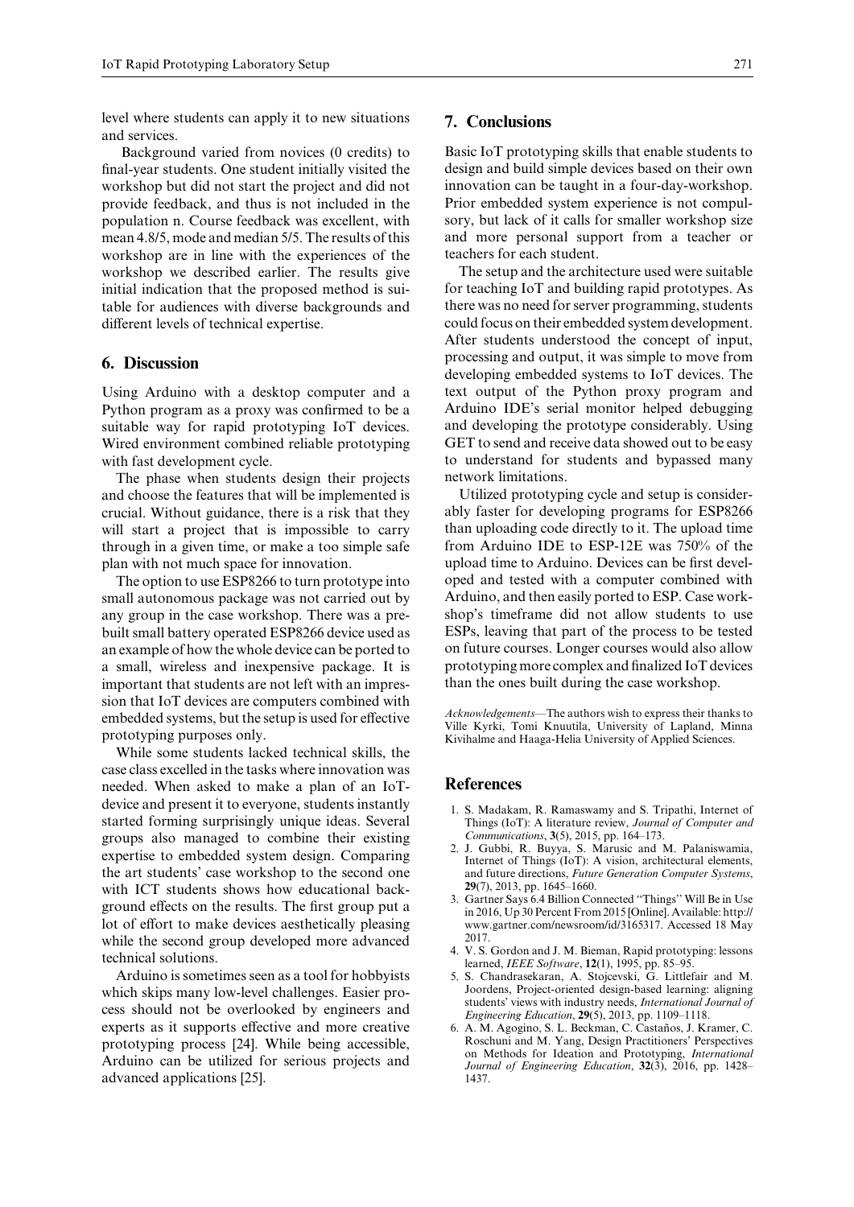level where students can apply it to new situations and services.

Background varied from novices (0 credits) to final-year students. One student initially visited the workshop but did not start the project and did not provide feedback, and thus is not included in the population n. Course feedback was excellent, with mean 4.8/5, mode and median 5/5. The results of this workshop are in line with the experiences of the workshop we described earlier. The results give initial indication that the proposed method is suitable for audiences with diverse backgrounds and different levels of technical expertise.

## 6. Discussion

Using Arduino with a desktop computer and a Python program as a proxy was confirmed to be a suitable way for rapid prototyping IoT devices. Wired environment combined reliable prototyping with fast development cycle.

The phase when students design their projects and choose the features that will be implemented is crucial. Without guidance, there is a risk that they will start a project that is impossible to carry through in a given time, or make a too simple safe plan with not much space for innovation.

The option to use ESP8266 to turn prototype into small autonomous package was not carried out by any group in the case workshop. There was a prebuilt small battery operated ESP8266 device used as an example of how the whole device can be ported to a small, wireless and inexpensive package. It is important that students are not left with an impression that IoT devices are computers combined with embedded systems, but the setup is used for effective prototyping purposes only.

While some students lacked technical skills, the case class excelled in the tasks where innovation was needed. When asked to make a plan of an IoT-device and present it to everyone, students instantly started forming surprisingly unique ideas. Several groups also managed to combine their existing expertise to embedded system design. Comparing the art students' case workshop to the second one with ICT students shows how educational background effects on the results. The first group put a lot of effort to make devices aesthetically pleasing while the second group developed more advanced technical solutions.

Arduino is sometimes seen as a tool for hobbyists which skips many low-level challenges. Easier process should not be overlooked by engineers and experts as it supports effective and more creative prototyping process [24]. While being accessible, Arduino can be utilized for serious projects and advanced applications [25].

## 7. Conclusions

Basic IoT prototyping skills that enable students to design and build simple devices based on their own innovation can be taught in a four-day-workshop. Prior embedded system experience is not compulsory, but lack of it calls for smaller workshop size and more personal support from a teacher or teachers for each student.

The setup and the architecture used were suitable for teaching IoT and building rapid prototypes. As there was no need for server programming, students could focus on their embedded system development. After students understood the concept of input, processing and output, it was simple to move from developing embedded systems to IoT devices. The text output of the Python proxy program and Arduino IDE's serial monitor helped debugging and developing the prototype considerably. Using GET to send and receive data showed out to be easy to understand for students and bypassed many network limitations.

Utilized prototyping cycle and setup is considerably faster for developing programs for ESP8266 than uploading code directly to it. The upload time from Arduino IDE to ESP-12E was 750% of the upload time to Arduino. Devices can be first developed and tested with a computer combined with Arduino, and then easily ported to ESP. Case workshop's timeframe did not allow students to use ESPs, leaving that part of the process to be tested on future courses. Longer courses would also allow prototyping more complex and finalized IoT devices than the ones built during the case workshop.

*Acknowledgements*—The authors wish to express their thanks to Ville Kyrki, Tomi Knuutila, University of Lapland, Minna Kivihalme and Haaga-Helia University of Applied Sciences.

## References

1. S. Madakam, R. Ramaswamy and S. Tripathi, Internet of Things (IoT): A literature review, *Journal of Computer and Communications*, **3**(5), 2015, pp. 164–173.
2. J. Gubbi, R. Buyya, S. Marusic and M. Palaniswamia, Internet of Things (IoT): A vision, architectural elements, and future directions, *Future Generation Computer Systems*, **29**(7), 2013, pp. 1645–1660.
3. Gartner Says 6.4 Billion Connected "Things" Will Be in Use in 2016, Up 30 Percent From 2015 [Online]. Available: http://www.gartner.com/newsroom/id/3165317. Accessed 18 May 2017.
4. V. S. Gordon and J. M. Bieman, Rapid prototyping: lessons learned, *IEEE Software*, **12**(1), 1995, pp. 85–95.
5. S. Chandrasekaran, A. Stojcevski, G. Littlefair and M. Joordens, Project-oriented design-based learning: aligning students' views with industry needs, *International Journal of Engineering Education*, **29**(5), 2013, pp. 1109–1118.
6. A. M. Agogino, S. L. Beckman, C. Castaños, J. Kramer, C. Roschuni and M. Yang, Design Practitioners' Perspectives on Methods for Ideation and Prototyping, *International Journal of Engineering Education*, **32**(3), 2016, pp. 1428–1437.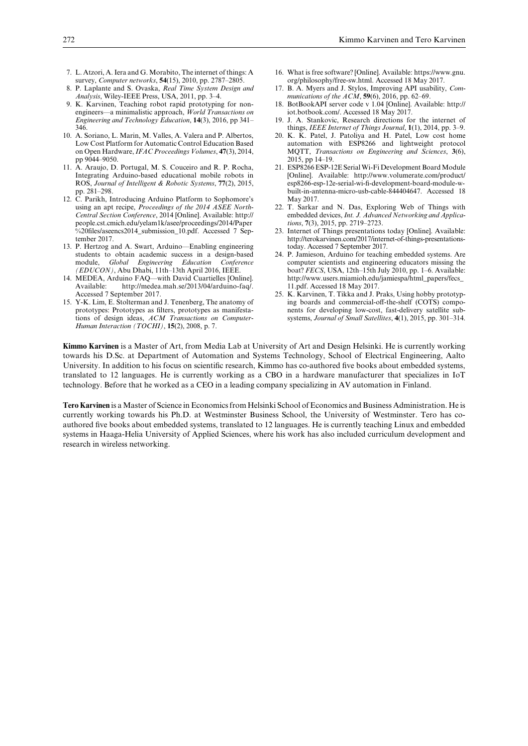7. L. Atzori, A. Iera and G. Morabito, The internet of things: A survey, *Computer networks*, **54**(15), 2010, pp. 2787–2805.
8. P. Laplante and S. Ovaska, *Real Time System Design and Analysis*, Wiley-IEEE Press, USA, 2011, pp. 3–4.
9. K. Karvinen, Teaching robot rapid prototyping for non-engineers—a minimalistic approach, *World Transactions on Engineering and Technology Education*, **14**(3), 2016, pp 341–346.
10. A. Soriano, L. Marin, M. Valles, A. Valera and P. Albertos, Low Cost Platform for Automatic Control Education Based on Open Hardware, *IFAC Proceedings Volumes*, **47**(3), 2014, pp 9044–9050.
11. A. Araujo, D. Portugal, M. S. Couceiro and R. P. Rocha, Integrating Arduino-based educational mobile robots in ROS, *Journal of Intelligent & Robotic Systems*, **77**(2), 2015, pp. 281–298.
12. C. Parikh, Introducing Arduino Platform to Sophomore's using an apt recipe, *Proceedings of the 2014 ASEE North-Central Section Conference*, 2014 [Online]. Available: http://people.cst.cmich.edu/yelam1k/asee/proceedings/2014/Paper%20files/aseencs2014_submission_10.pdf. Accessed 7 September 2017.
13. P. Hertzog and A. Swart, Arduino—Enabling engineering students to obtain academic success in a design-based module, *Global Engineering Education Conference (EDUCON)*, Abu Dhabi, 11th–13th April 2016, IEEE.
14. MEDEA, Arduino FAQ—with David Cuartielles [Online]. Available: http://medea.mah.se/2013/04/arduino-faq/. Accessed 7 September 2017.
15. Y-K. Lim, E. Stolterman and J. Tenenberg, The anatomy of prototypes: Prototypes as filters, prototypes as manifestations of design ideas, *ACM Transactions on Computer-Human Interaction (TOCHI)*, **15**(2), 2008, p. 7.
16. What is free software? [Online]. Available: https://www.gnu.org/philosophy/free-sw.html. Accessed 18 May 2017.
17. B. A. Myers and J. Stylos, Improving API usability, *Communications of the ACM*, **59**(6), 2016, pp. 62–69.
18. BotBookAPI server code v 1.04 [Online]. Available: http://iot.botbook.com/. Accessed 18 May 2017.
19. J. A. Stankovic, Research directions for the internet of things, *IEEE Internet of Things Journal*, **1**(1), 2014, pp. 3–9.
20. K. K. Patel, J. Patoliya and H. Patel, Low cost home automation with ESP8266 and lightweight protocol MQTT, *Transactions on Engineering and Sciences*, **3**(6), 2015, pp 14–19.
21. ESP8266 ESP-12E Serial Wi-Fi Development Board Module [Online]. Available: http://www.volumerate.com/product/esp8266-esp-12e-serial-wi-fi-development-board-module-w-built-in-antenna-micro-usb-cable-844404647. Accessed 18 May 2017.
22. T. Sarkar and N. Das, Exploring Web of Things with embedded devices, *Int. J. Advanced Networking and Applications*, **7**(3), 2015, pp. 2719–2723.
23. Internet of Things presentations today [Online]. Available: http://terokarvinen.com/2017/internet-of-things-presentations-today. Accessed 7 September 2017.
24. P. Jamieson, Arduino for teaching embedded systems. Are computer scientists and engineering educators missing the boat? *FECS*, USA, 12th–15th July 2010, pp. 1–6. Available: http://www.users.miamioh.edu/jamiespa/html_papers/fecs_11.pdf. Accessed 18 May 2017.
25. K. Karvinen, T. Tikka and J. Praks, Using hobby prototyping boards and commercial-off-the-shelf (COTS) components for developing low-cost, fast-delivery satellite subsystems, *Journal of Small Satellites*, **4**(1), 2015, pp. 301–314.

**Kimmo Karvinen** is a Master of Art, from Media Lab at University of Art and Design Helsinki. He is currently working towards his D.Sc. at Department of Automation and Systems Technology, School of Electrical Engineering, Aalto University. In addition to his focus on scientific research, Kimmo has co-authored five books about embedded systems, translated to 12 languages. He is currently working as a CBO in a hardware manufacturer that specializes in IoT technology. Before that he worked as a CEO in a leading company specializing in AV automation in Finland.

**Tero Karvinen** is a Master of Science in Economics from Helsinki School of Economics and Business Administration. He is currently working towards his Ph.D. at Westminster Business School, the University of Westminster. Tero has co-authored five books about embedded systems, translated to 12 languages. He is currently teaching Linux and embedded systems in Haaga-Helia University of Applied Sciences, where his work has also included curriculum development and research in wireless networking.